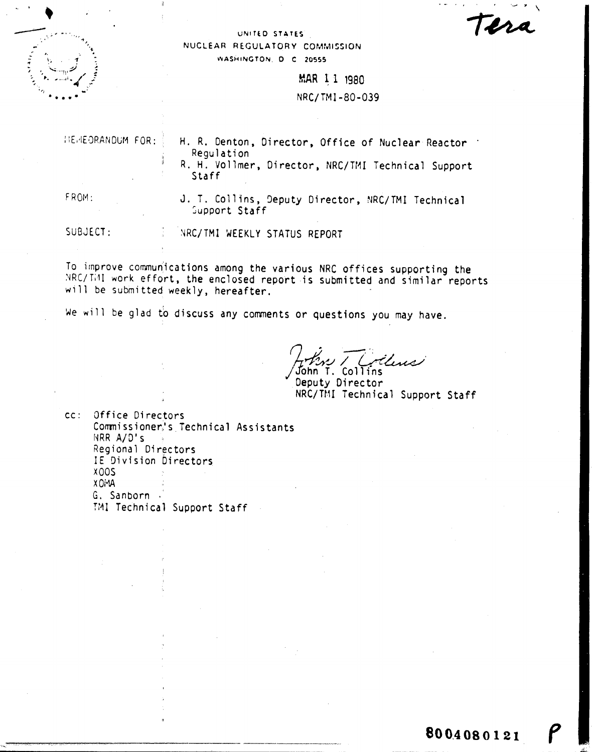Tera

UNITED STATES
NUCLEAR REGULATORY COMMISSION
WASHINGTON, D. C. 20555

MAR 11 1980

NRC/TMI-80-039

MEMORANDUM FOR: H. R. Denton, Director, Office of Nuclear Reactor Regulation
R. H. Vollmer, Director, NRC/TMI Technical Support Staff

FROM: J. T. Collins, Deputy Director, NRC/TMI Technical Support Staff

SUBJECT: NRC/TMI WEEKLY STATUS REPORT

To improve communications among the various NRC offices supporting the NRC/TMI work effort, the enclosed report is submitted and similar reports will be submitted weekly, hereafter.

We will be glad to discuss any comments or questions you may have.

John T. Collins
Deputy Director
NRC/TMI Technical Support Staff

cc: Office Directors
Commissioner's Technical Assistants
NRR A/D's
Regional Directors
IE Division Directors
XOOS
XOMA
G. Sanborn
TMI Technical Support Staff

8004080121 P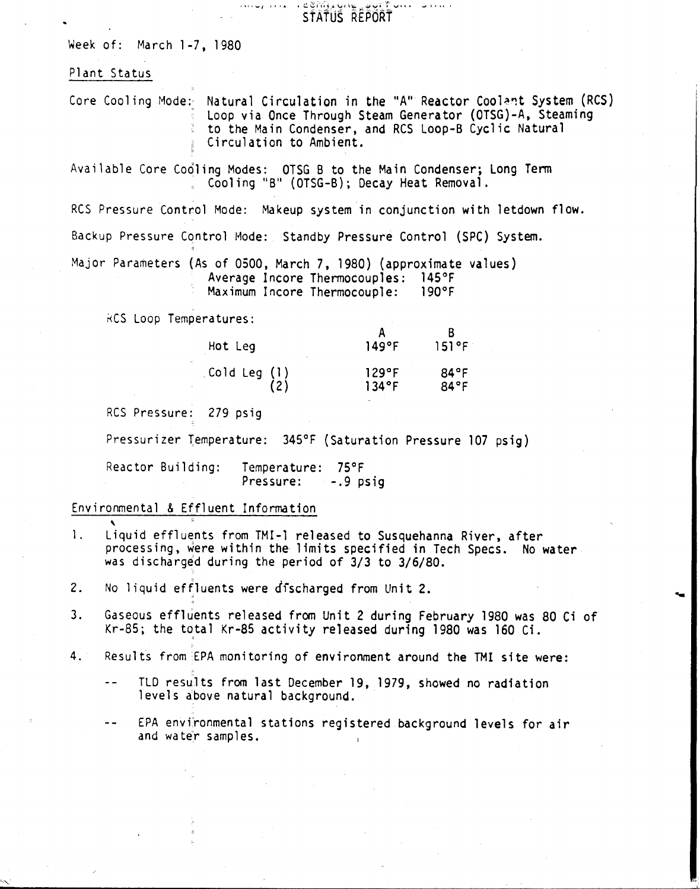# STATUS REPORT

Week of: March 1-7, 1980

## Plant Status

Core Cooling Mode: Natural Circulation in the "A" Reactor Coolant System (RCS) Loop via Once Through Steam Generator (OTSG)-A, Steaming to the Main Condenser, and RCS Loop-B Cyclic Natural Circulation to Ambient.

Available Core Cooling Modes: OTSG B to the Main Condenser; Long Term Cooling "B" (OTSG-B); Decay Heat Removal.

RCS Pressure Control Mode: Makeup system in conjunction with letdown flow.

Backup Pressure Control Mode: Standby Pressure Control (SPC) System.

Major Parameters (As of 0500, March 7, 1980) (approximate values)
Average Incore Thermocouples: 145°F
Maximum Incore Thermocouple: 190°F

RCS Loop Temperatures:

| | A | B |
|---|---|---|
| Hot Leg | 149°F | 151°F |
| Cold Leg (1) | 129°F | 84°F |
| Cold Leg (2) | 134°F | 84°F |

RCS Pressure: 279 psig

Pressurizer Temperature: 345°F (Saturation Pressure 107 psig)

Reactor Building: Temperature: 75°F
Pressure: -.9 psig

## Environmental & Effluent Information

1. Liquid effluents from TMI-1 released to Susquehanna River, after processing, were within the limits specified in Tech Specs. No water was discharged during the period of 3/3 to 3/6/80.
2. No liquid effluents were discharged from Unit 2.
3. Gaseous effluents released from Unit 2 during February 1980 was 80 Ci of Kr-85; the total Kr-85 activity released during 1980 was 160 Ci.
4. Results from EPA monitoring of environment around the TMI site were:
   - TLD results from last December 19, 1979, showed no radiation levels above natural background.
   - EPA environmental stations registered background levels for air and water samples.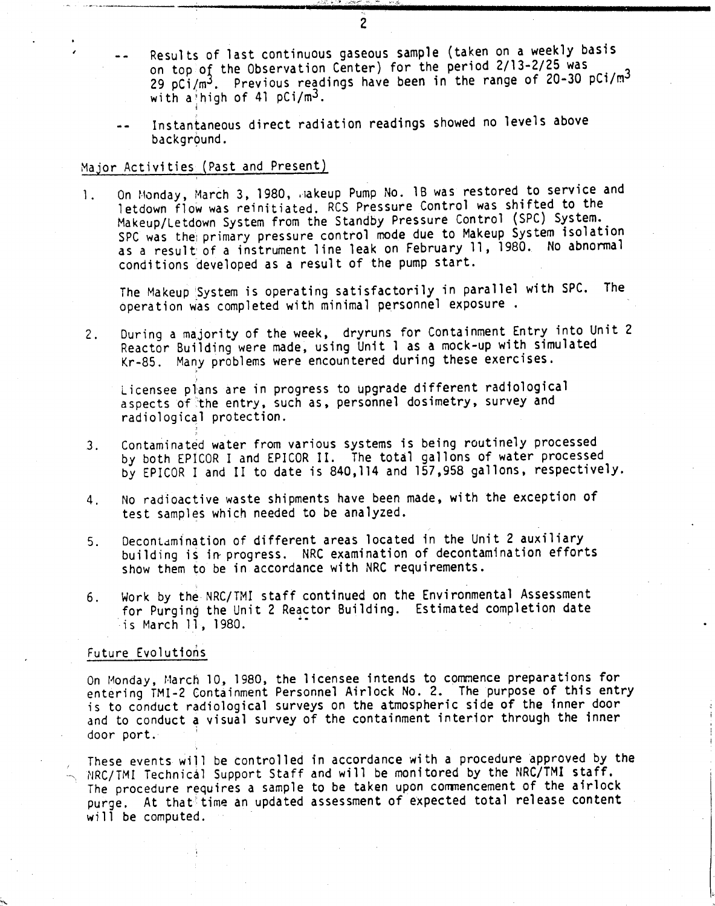-- Results of last continuous gaseous sample (taken on a weekly basis on top of the Observation Center) for the period 2/13-2/25 was 29 $pCi/m^3$. Previous readings have been in the range of 20-30 $pCi/m^3$ with a high of 41 $pCi/m^3$.

-- Instantaneous direct radiation readings showed no levels above background.

## Major Activities (Past and Present)

1. On Monday, March 3, 1980, Makeup Pump No. 1B was restored to service and letdown flow was reinitiated. RCS Pressure Control was shifted to the Makeup/Letdown System from the Standby Pressure Control (SPC) System. SPC was the primary pressure control mode due to Makeup System isolation as a result of a instrument line leak on February 11, 1980. No abnormal conditions developed as a result of the pump start.

   The Makeup System is operating satisfactorily in parallel with SPC. The operation was completed with minimal personnel exposure .

2. During a majority of the week, dryruns for Containment Entry into Unit 2 Reactor Building were made, using Unit 1 as a mock-up with simulated Kr-85. Many problems were encountered during these exercises.

   Licensee plans are in progress to upgrade different radiological aspects of the entry, such as, personnel dosimetry, survey and radiological protection.

3. Contaminated water from various systems is being routinely processed by both EPICOR I and EPICOR II. The total gallons of water processed by EPICOR I and II to date is 840,114 and 157,958 gallons, respectively.

4. No radioactive waste shipments have been made, with the exception of test samples which needed to be analyzed.

5. Decontamination of different areas located in the Unit 2 auxiliary building is in progress. NRC examination of decontamination efforts show them to be in accordance with NRC requirements.

6. Work by the NRC/TMI staff continued on the Environmental Assessment for Purging the Unit 2 Reactor Building. Estimated completion date is March 11, 1980.

## Future Evolutions

On Monday, March 10, 1980, the licensee intends to commence preparations for entering TMI-2 Containment Personnel Airlock No. 2. The purpose of this entry is to conduct radiological surveys on the atmospheric side of the inner door and to conduct a visual survey of the containment interior through the inner door port.

These events will be controlled in accordance with a procedure approved by the NRC/TMI Technical Support Staff and will be monitored by the NRC/TMI staff. The procedure requires a sample to be taken upon commencement of the airlock purge. At that time an updated assessment of expected total release content will be computed.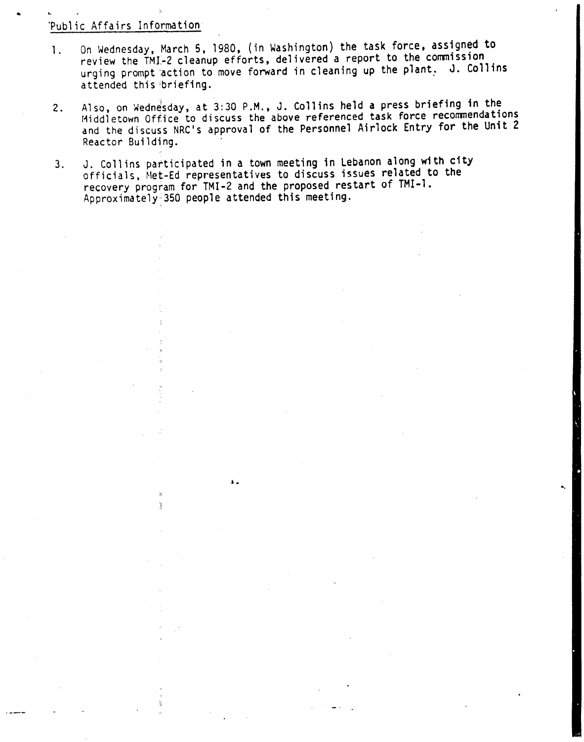Public Affairs Information

1. On Wednesday, March 5, 1980, (in Washington) the task force, assigned to review the TMI-2 cleanup efforts, delivered a report to the commission urging prompt action to move forward in cleaning up the plant. J. Collins attended this briefing.

2. Also, on Wednesday, at 3:30 P.M., J. Collins held a press briefing in the Middletown Office to discuss the above referenced task force recommendations and the discuss NRC's approval of the Personnel Airlock Entry for the Unit 2 Reactor Building.

3. J. Collins participated in a town meeting in Lebanon along with city officials, Met-Ed representatives to discuss issues related to the recovery program for TMI-2 and the proposed restart of TMI-1. Approximately 350 people attended this meeting.